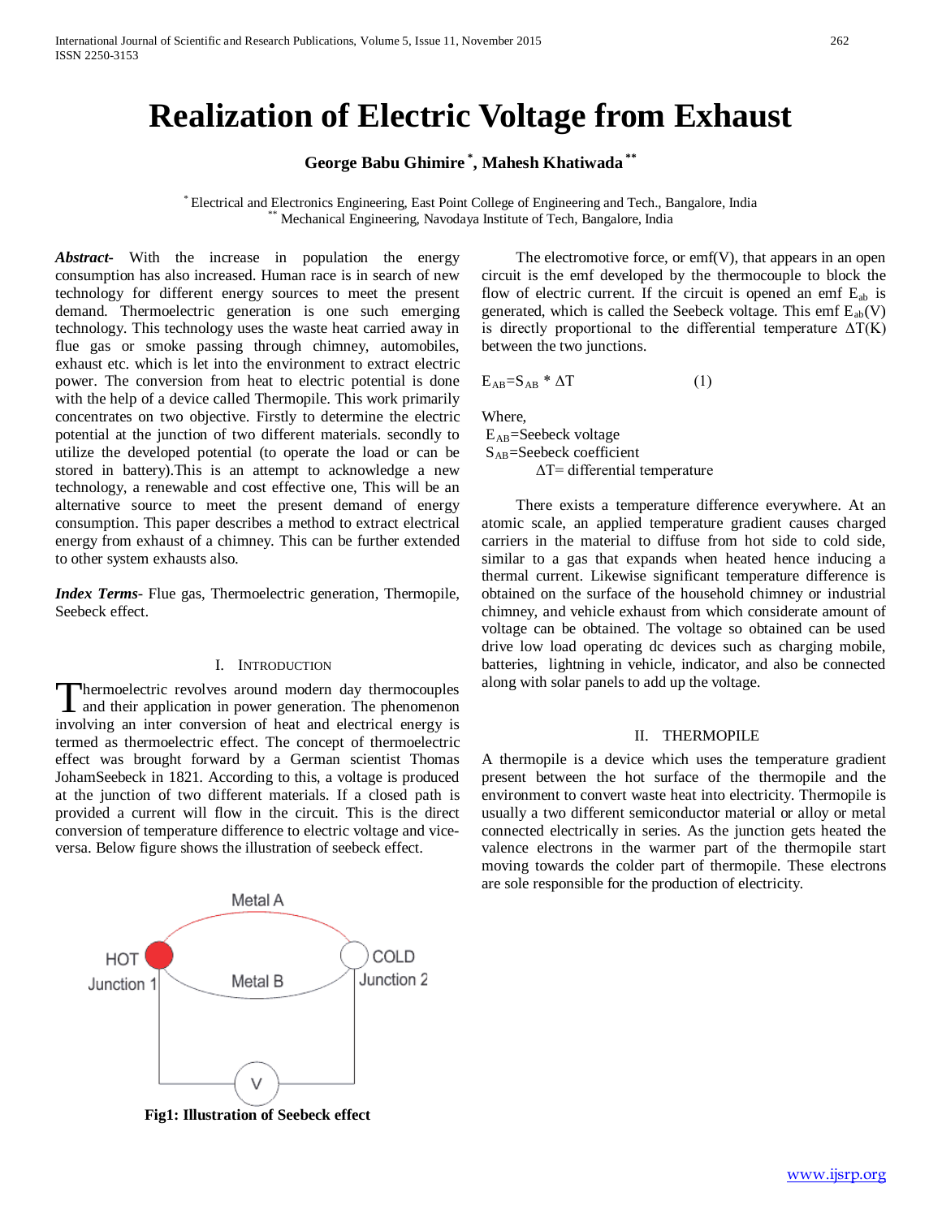# Realization of Electric Voltage from Exhaust

**George Babu Ghimire [*], Mahesh Khatiwada [**]**

[*] Electrical and Electronics Engineering, East Point College of Engineering and Tech., Bangalore, India
[**] Mechanical Engineering, Navodaya Institute of Tech, Bangalore, India

***Abstract***- With the increase in population the energy consumption has also increased. Human race is in search of new technology for different energy sources to meet the present demand. Thermoelectric generation is one such emerging technology. This technology uses the waste heat carried away in flue gas or smoke passing through chimney, automobiles, exhaust etc. which is let into the environment to extract electric power. The conversion from heat to electric potential is done with the help of a device called Thermopile. This work primarily concentrates on two objective. Firstly to determine the electric potential at the junction of two different materials. secondly to utilize the developed potential (to operate the load or can be stored in battery).This is an attempt to acknowledge a new technology, a renewable and cost effective one, This will be an alternative source to meet the present demand of energy consumption. This paper describes a method to extract electrical energy from exhaust of a chimney. This can be further extended to other system exhausts also.

***Index Terms***- Flue gas, Thermoelectric generation, Thermopile, Seebeck effect.

## I. Introduction

Thermoelectric revolves around modern day thermocouples and their application in power generation. The phenomenon involving an inter conversion of heat and electrical energy is termed as thermoelectric effect. The concept of thermoelectric effect was brought forward by a German scientist Thomas JohamSeebeck in 1821. According to this, a voltage is produced at the junction of two different materials. If a closed path is provided a current will flow in the circuit. This is the direct conversion of temperature difference to electric voltage and vice-versa. Below figure shows the illustration of seebeck effect.

**Fig1: Illustration of Seebeck effect**

The electromotive force, or emf(V), that appears in an open circuit is the emf developed by the thermocouple to block the flow of electric current. If the circuit is opened an emf $E_{ab}$ is generated, which is called the Seebeck voltage. This emf $E_{ab}$(V) is directly proportional to the differential temperature $\Delta T$(K) between the two junctions.

$$E_{AB}=S_{AB} * \Delta T \qquad (1)$$

Where,
$E_{AB}$=Seebeck voltage
$S_{AB}$=Seebeck coefficient
$\Delta T$= differential temperature

There exists a temperature difference everywhere. At an atomic scale, an applied temperature gradient causes charged carriers in the material to diffuse from hot side to cold side, similar to a gas that expands when heated hence inducing a thermal current. Likewise significant temperature difference is obtained on the surface of the household chimney or industrial chimney, and vehicle exhaust from which considerate amount of voltage can be obtained. The voltage so obtained can be used drive low load operating dc devices such as charging mobile, batteries, lightning in vehicle, indicator, and also be connected along with solar panels to add up the voltage.

## II. THERMOPILE

A thermopile is a device which uses the temperature gradient present between the hot surface of the thermopile and the environment to convert waste heat into electricity. Thermopile is usually a two different semiconductor material or alloy or metal connected electrically in series. As the junction gets heated the valence electrons in the warmer part of the thermopile start moving towards the colder part of thermopile. These electrons are sole responsible for the production of electricity.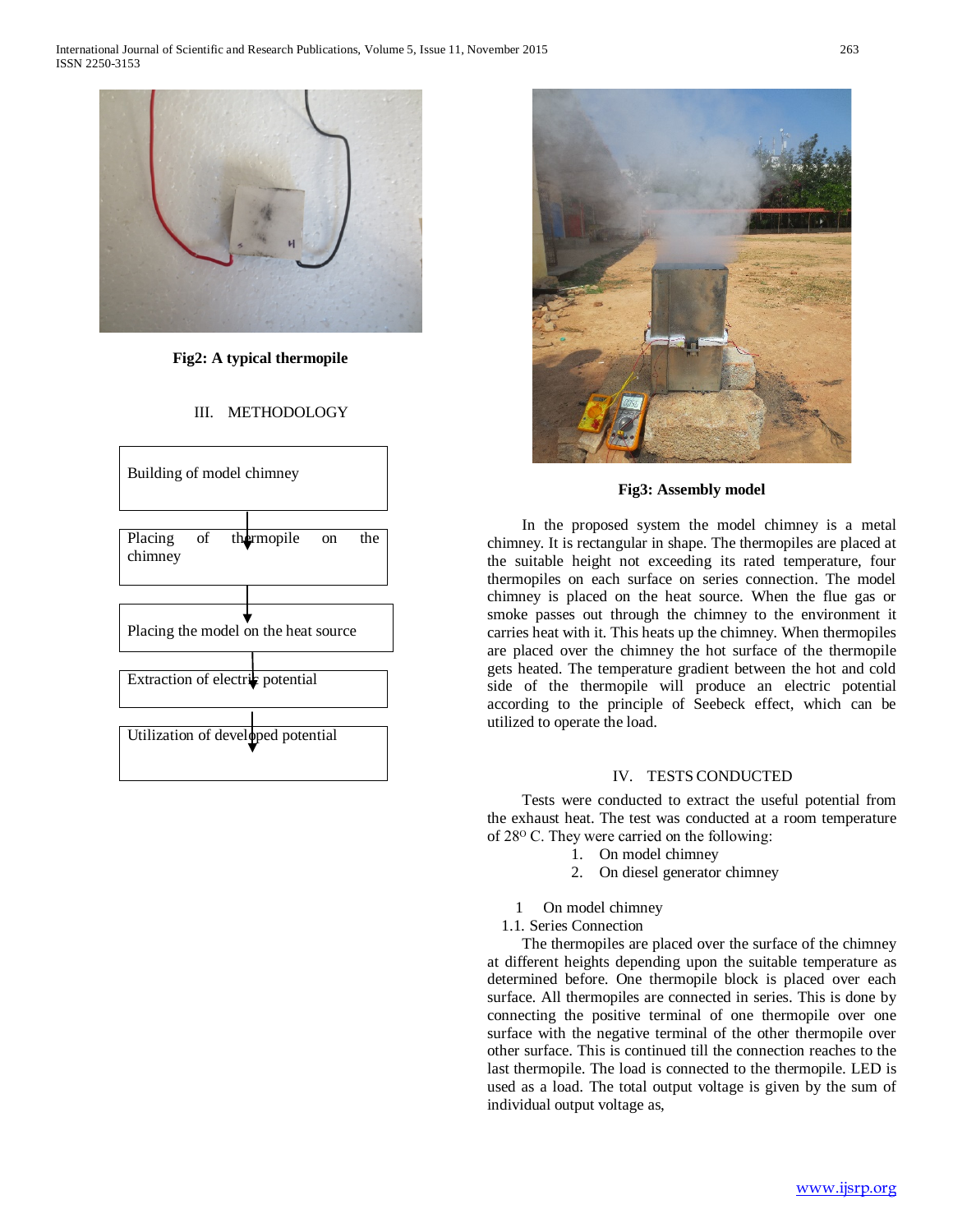Fig2: A typical thermopile

## III. METHODOLOGY

Building of model chimney

↓

Placing of thermopile on the chimney

↓

Placing the model on the heat source

↓

Extraction of electric potential

↓

Utilization of developed potential

Fig3: Assembly model

In the proposed system the model chimney is a metal chimney. It is rectangular in shape. The thermopiles are placed at the suitable height not exceeding its rated temperature, four thermopiles on each surface on series connection. The model chimney is placed on the heat source. When the flue gas or smoke passes out through the chimney to the environment it carries heat with it. This heats up the chimney. When thermopiles are placed over the chimney the hot surface of the thermopile gets heated. The temperature gradient between the hot and cold side of the thermopile will produce an electric potential according to the principle of Seebeck effect, which can be utilized to operate the load.

## IV. TESTS CONDUCTED

Tests were conducted to extract the useful potential from the exhaust heat. The test was conducted at a room temperature of $28^{O}$ C. They were carried on the following:

1. On model chimney
2. On diesel generator chimney

1 On model chimney

1.1. Series Connection

The thermopiles are placed over the surface of the chimney at different heights depending upon the suitable temperature as determined before. One thermopile block is placed over each surface. All thermopiles are connected in series. This is done by connecting the positive terminal of one thermopile over one surface with the negative terminal of the other thermopile over other surface. This is continued till the connection reaches to the last thermopile. The load is connected to the thermopile. LED is used as a load. The total output voltage is given by the sum of individual output voltage as,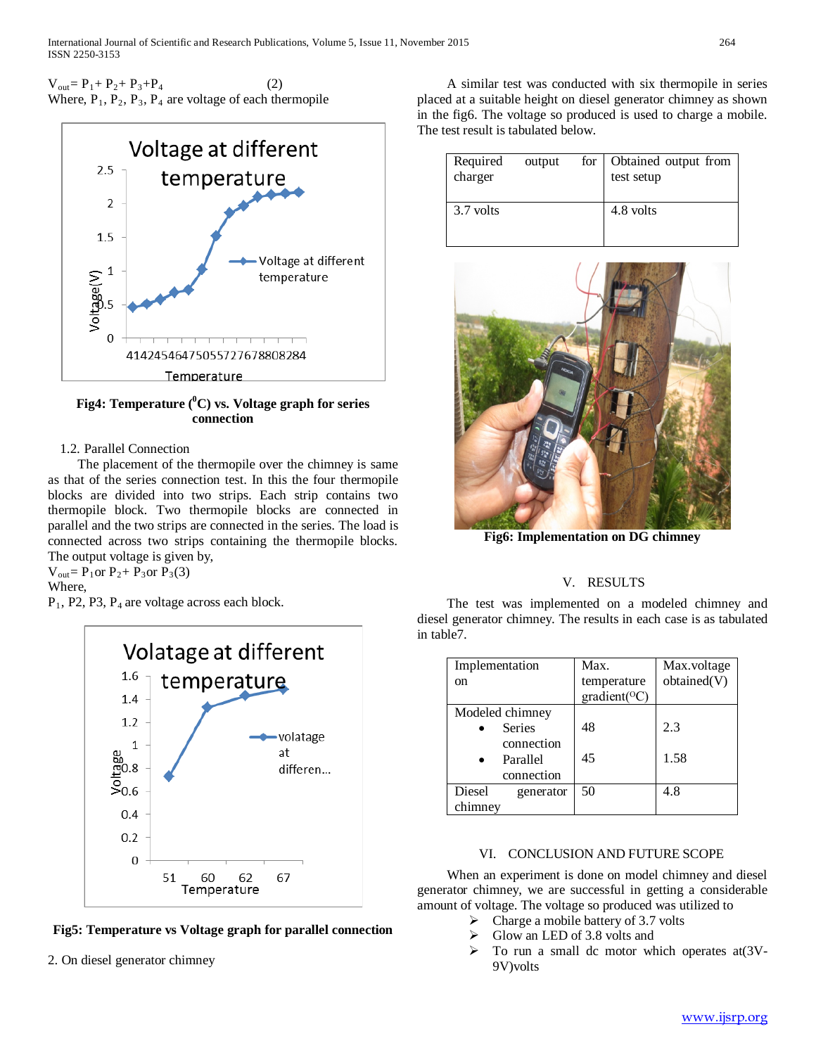$V_{out} = P_1 + P_2 + P_3 + P_4$ (2)

Where, $P_1$, $P_2$, $P_3$, $P_4$ are voltage of each thermopile

**Fig4: Temperature ($^0$C) vs. Voltage graph for series connection**

1.2. Parallel Connection

The placement of the thermopile over the chimney is same as that of the series connection test. In this the four thermopile blocks are divided into two strips. Each strip contains two thermopile block. Two thermopile blocks are connected in parallel and the two strips are connected in the series. The load is connected across two strips containing the thermopile blocks. The output voltage is given by,

$V_{out} = P_1 \text{or} P_2 + P_3 \text{or} P_3$ (3)

Where,

$P_1$, P2, P3, $P_4$ are voltage across each block.

**Fig5: Temperature vs Voltage graph for parallel connection**

2. On diesel generator chimney

A similar test was conducted with six thermopile in series placed at a suitable height on diesel generator chimney as shown in the fig6. The voltage so produced is used to charge a mobile. The test result is tabulated below.

| Required output for charger | Obtained output from test setup |
|---|---|
| 3.7 volts | 4.8 volts |

**Fig6: Implementation on DG chimney**

## V. RESULTS

The test was implemented on a modeled chimney and diesel generator chimney. The results in each case is as tabulated in table7.

| Implementation on | Max. temperature gradient($^0$C) | Max.voltage obtained(V) |
|---|---|---|
| Modeled chimney | | |
| • Series connection | 48 | 2.3 |
| • Parallel connection | 45 | 1.58 |
| Diesel generator chimney | 50 | 4.8 |

## VI. CONCLUSION AND FUTURE SCOPE

When an experiment is done on model chimney and diesel generator chimney, we are successful in getting a considerable amount of voltage. The voltage so produced was utilized to

- Charge a mobile battery of 3.7 volts
- Glow an LED of 3.8 volts and
- To run a small dc motor which operates at(3V-9V)volts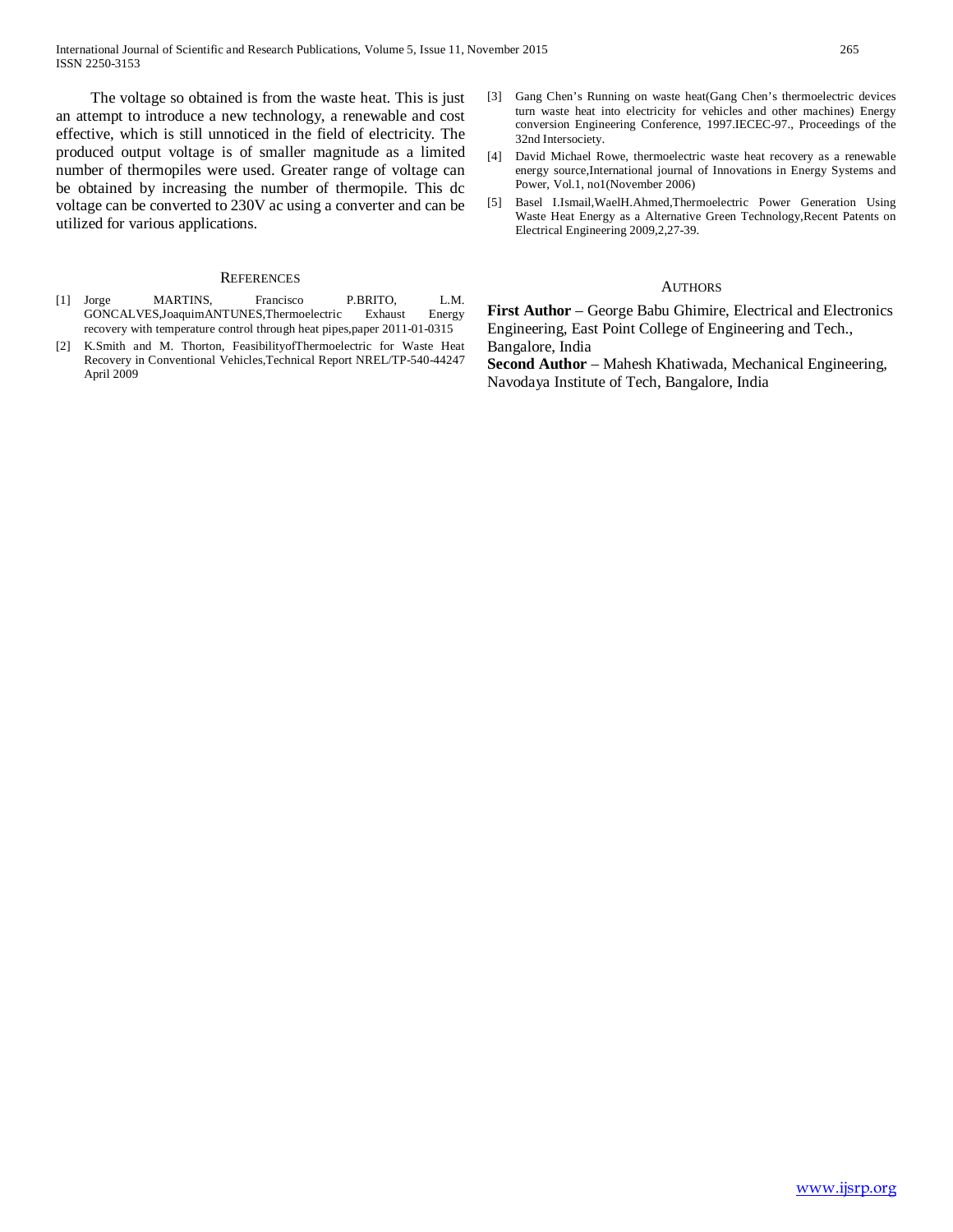The voltage so obtained is from the waste heat. This is just an attempt to introduce a new technology, a renewable and cost effective, which is still unnoticed in the field of electricity. The produced output voltage is of smaller magnitude as a limited number of thermopiles were used. Greater range of voltage can be obtained by increasing the number of thermopile. This dc voltage can be converted to 230V ac using a converter and can be utilized for various applications.

## References

[1] Jorge MARTINS, Francisco P.BRITO, L.M. GONCALVES,JoaquimANTUNES,Thermoelectric Exhaust Energy recovery with temperature control through heat pipes,paper 2011-01-0315

[2] K.Smith and M. Thorton, FeasibilityofThermoelectric for Waste Heat Recovery in Conventional Vehicles,Technical Report NREL/TP-540-44247 April 2009

[3] Gang Chen's Running on waste heat(Gang Chen's thermoelectric devices turn waste heat into electricity for vehicles and other machines) Energy conversion Engineering Conference, 1997.IECEC-97., Proceedings of the 32nd Intersociety.

[4] David Michael Rowe, thermoelectric waste heat recovery as a renewable energy source,International journal of Innovations in Energy Systems and Power, Vol.1, no1(November 2006)

[5] Basel I.Ismail,WaelH.Ahmed,Thermoelectric Power Generation Using Waste Heat Energy as a Alternative Green Technology,Recent Patents on Electrical Engineering 2009,2,27-39.

## Authors

**First Author** – George Babu Ghimire, Electrical and Electronics Engineering, East Point College of Engineering and Tech., Bangalore, India

**Second Author** – Mahesh Khatiwada, Mechanical Engineering, Navodaya Institute of Tech, Bangalore, India